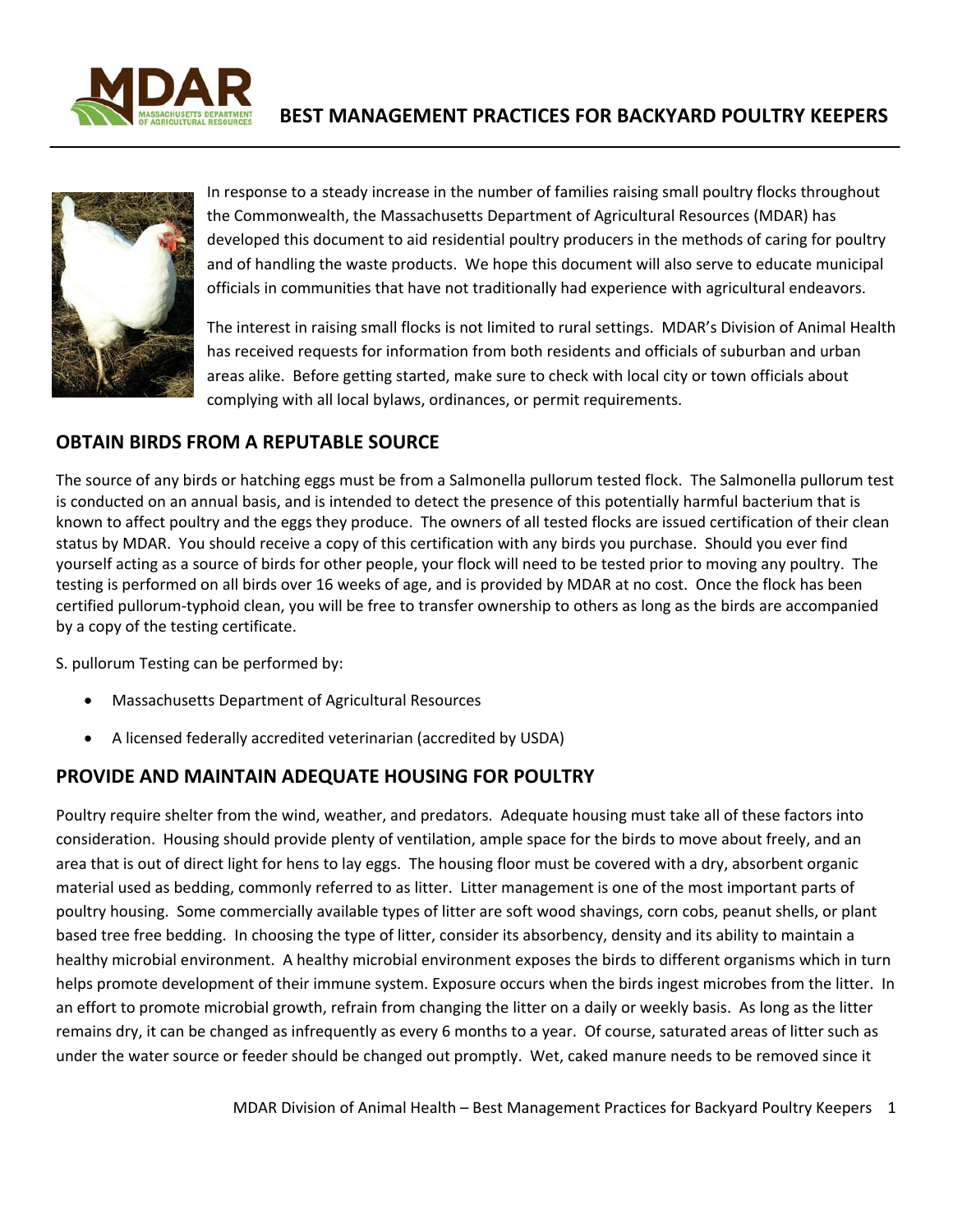# BEST MANAGEMENT PRACTICES FOR BACKYARD POULTRY KEEPERS

In response to a steady increase in the number of families raising small poultry flocks throughout the Commonwealth, the Massachusetts Department of Agricultural Resources (MDAR) has developed this document to aid residential poultry producers in the methods of caring for poultry and of handling the waste products. We hope this document will also serve to educate municipal officials in communities that have not traditionally had experience with agricultural endeavors.

The interest in raising small flocks is not limited to rural settings. MDAR's Division of Animal Health has received requests for information from both residents and officials of suburban and urban areas alike. Before getting started, make sure to check with local city or town officials about complying with all local bylaws, ordinances, or permit requirements.

## OBTAIN BIRDS FROM A REPUTABLE SOURCE

The source of any birds or hatching eggs must be from a Salmonella pullorum tested flock. The Salmonella pullorum test is conducted on an annual basis, and is intended to detect the presence of this potentially harmful bacterium that is known to affect poultry and the eggs they produce. The owners of all tested flocks are issued certification of their clean status by MDAR. You should receive a copy of this certification with any birds you purchase. Should you ever find yourself acting as a source of birds for other people, your flock will need to be tested prior to moving any poultry. The testing is performed on all birds over 16 weeks of age, and is provided by MDAR at no cost. Once the flock has been certified pullorum-typhoid clean, you will be free to transfer ownership to others as long as the birds are accompanied by a copy of the testing certificate.

S. pullorum Testing can be performed by:

- Massachusetts Department of Agricultural Resources
- A licensed federally accredited veterinarian (accredited by USDA)

## PROVIDE AND MAINTAIN ADEQUATE HOUSING FOR POULTRY

Poultry require shelter from the wind, weather, and predators. Adequate housing must take all of these factors into consideration. Housing should provide plenty of ventilation, ample space for the birds to move about freely, and an area that is out of direct light for hens to lay eggs. The housing floor must be covered with a dry, absorbent organic material used as bedding, commonly referred to as litter. Litter management is one of the most important parts of poultry housing. Some commercially available types of litter are soft wood shavings, corn cobs, peanut shells, or plant based tree free bedding. In choosing the type of litter, consider its absorbency, density and its ability to maintain a healthy microbial environment. A healthy microbial environment exposes the birds to different organisms which in turn helps promote development of their immune system. Exposure occurs when the birds ingest microbes from the litter. In an effort to promote microbial growth, refrain from changing the litter on a daily or weekly basis. As long as the litter remains dry, it can be changed as infrequently as every 6 months to a year. Of course, saturated areas of litter such as under the water source or feeder should be changed out promptly. Wet, caked manure needs to be removed since it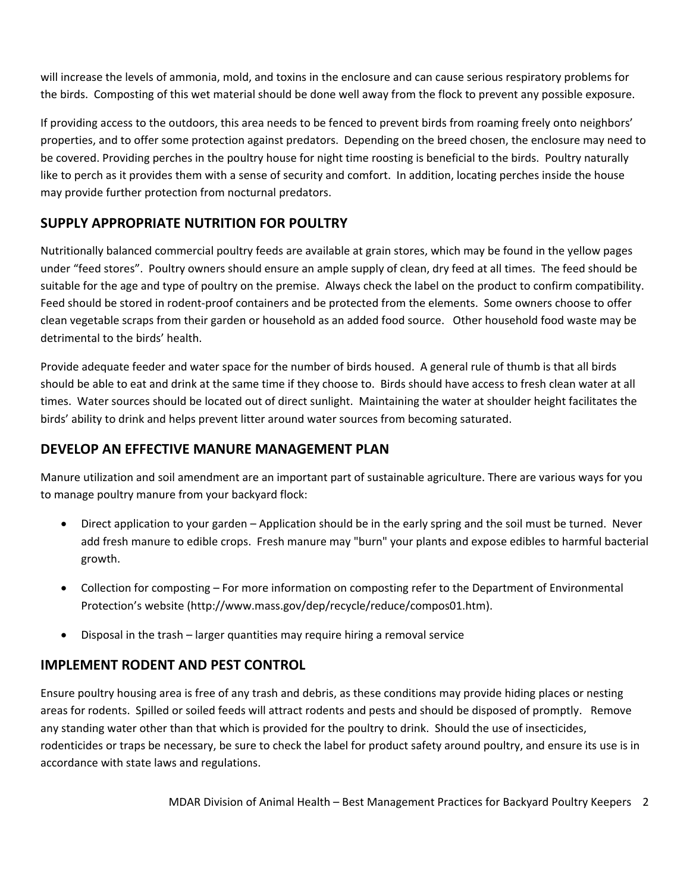will increase the levels of ammonia, mold, and toxins in the enclosure and can cause serious respiratory problems for the birds. Composting of this wet material should be done well away from the flock to prevent any possible exposure.

If providing access to the outdoors, this area needs to be fenced to prevent birds from roaming freely onto neighbors' properties, and to offer some protection against predators. Depending on the breed chosen, the enclosure may need to be covered. Providing perches in the poultry house for night time roosting is beneficial to the birds. Poultry naturally like to perch as it provides them with a sense of security and comfort. In addition, locating perches inside the house may provide further protection from nocturnal predators.

## SUPPLY APPROPRIATE NUTRITION FOR POULTRY

Nutritionally balanced commercial poultry feeds are available at grain stores, which may be found in the yellow pages under "feed stores". Poultry owners should ensure an ample supply of clean, dry feed at all times. The feed should be suitable for the age and type of poultry on the premise. Always check the label on the product to confirm compatibility. Feed should be stored in rodent-proof containers and be protected from the elements. Some owners choose to offer clean vegetable scraps from their garden or household as an added food source. Other household food waste may be detrimental to the birds' health.

Provide adequate feeder and water space for the number of birds housed. A general rule of thumb is that all birds should be able to eat and drink at the same time if they choose to. Birds should have access to fresh clean water at all times. Water sources should be located out of direct sunlight. Maintaining the water at shoulder height facilitates the birds' ability to drink and helps prevent litter around water sources from becoming saturated.

## DEVELOP AN EFFECTIVE MANURE MANAGEMENT PLAN

Manure utilization and soil amendment are an important part of sustainable agriculture. There are various ways for you to manage poultry manure from your backyard flock:

- Direct application to your garden – Application should be in the early spring and the soil must be turned. Never add fresh manure to edible crops. Fresh manure may "burn" your plants and expose edibles to harmful bacterial growth.
- Collection for composting – For more information on composting refer to the Department of Environmental Protection's website (http://www.mass.gov/dep/recycle/reduce/compos01.htm).
- Disposal in the trash – larger quantities may require hiring a removal service

## IMPLEMENT RODENT AND PEST CONTROL

Ensure poultry housing area is free of any trash and debris, as these conditions may provide hiding places or nesting areas for rodents. Spilled or soiled feeds will attract rodents and pests and should be disposed of promptly. Remove any standing water other than that which is provided for the poultry to drink. Should the use of insecticides, rodenticides or traps be necessary, be sure to check the label for product safety around poultry, and ensure its use is in accordance with state laws and regulations.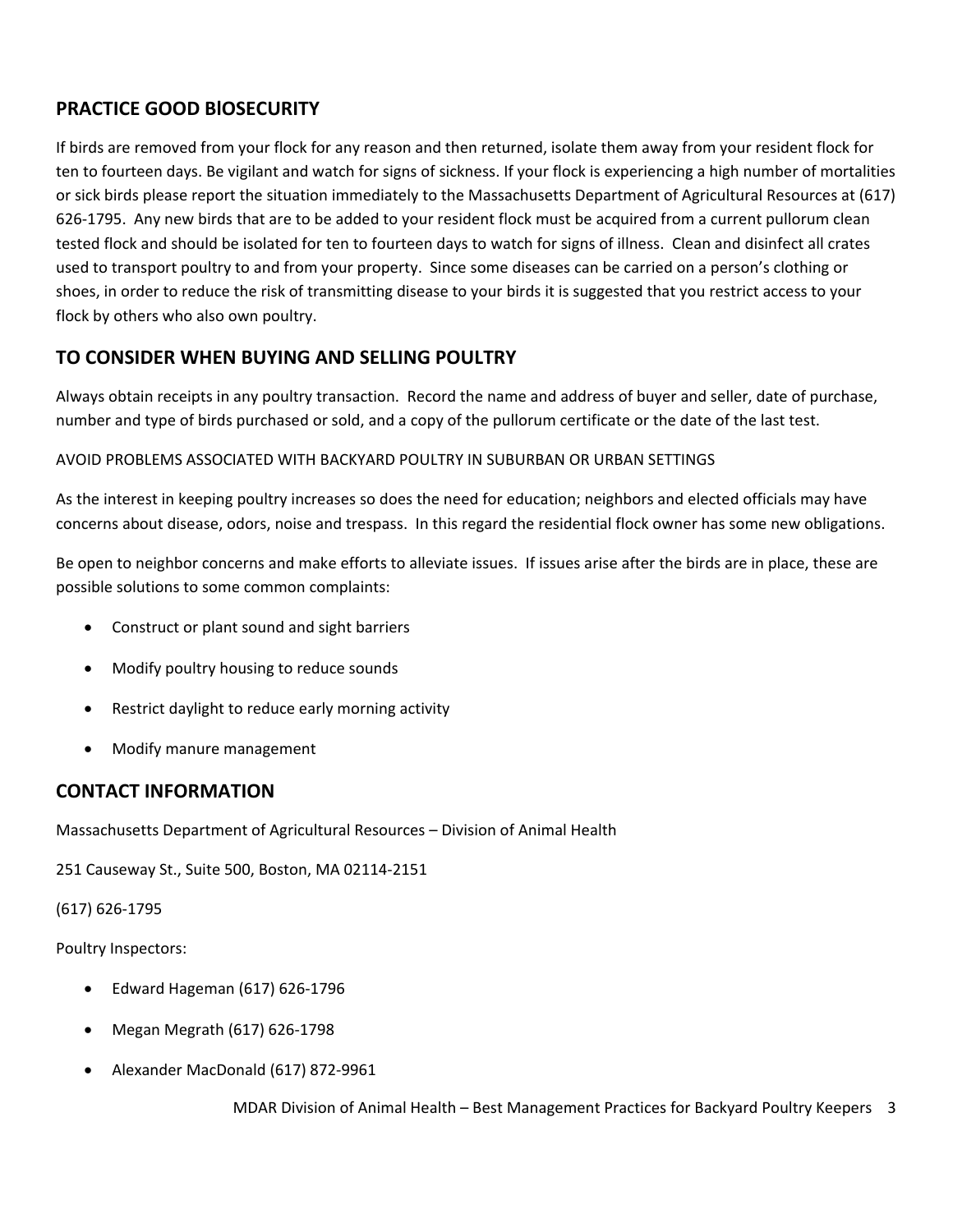## PRACTICE GOOD BIOSECURITY

If birds are removed from your flock for any reason and then returned, isolate them away from your resident flock for ten to fourteen days. Be vigilant and watch for signs of sickness. If your flock is experiencing a high number of mortalities or sick birds please report the situation immediately to the Massachusetts Department of Agricultural Resources at (617) 626-1795. Any new birds that are to be added to your resident flock must be acquired from a current pullorum clean tested flock and should be isolated for ten to fourteen days to watch for signs of illness. Clean and disinfect all crates used to transport poultry to and from your property. Since some diseases can be carried on a person's clothing or shoes, in order to reduce the risk of transmitting disease to your birds it is suggested that you restrict access to your flock by others who also own poultry.

## TO CONSIDER WHEN BUYING AND SELLING POULTRY

Always obtain receipts in any poultry transaction. Record the name and address of buyer and seller, date of purchase, number and type of birds purchased or sold, and a copy of the pullorum certificate or the date of the last test.

AVOID PROBLEMS ASSOCIATED WITH BACKYARD POULTRY IN SUBURBAN OR URBAN SETTINGS

As the interest in keeping poultry increases so does the need for education; neighbors and elected officials may have concerns about disease, odors, noise and trespass. In this regard the residential flock owner has some new obligations.

Be open to neighbor concerns and make efforts to alleviate issues. If issues arise after the birds are in place, these are possible solutions to some common complaints:

- Construct or plant sound and sight barriers
- Modify poultry housing to reduce sounds
- Restrict daylight to reduce early morning activity
- Modify manure management

## CONTACT INFORMATION

Massachusetts Department of Agricultural Resources – Division of Animal Health

251 Causeway St., Suite 500, Boston, MA 02114-2151

(617) 626-1795

Poultry Inspectors:

- Edward Hageman (617) 626-1796
- Megan Megrath (617) 626-1798
- Alexander MacDonald (617) 872-9961